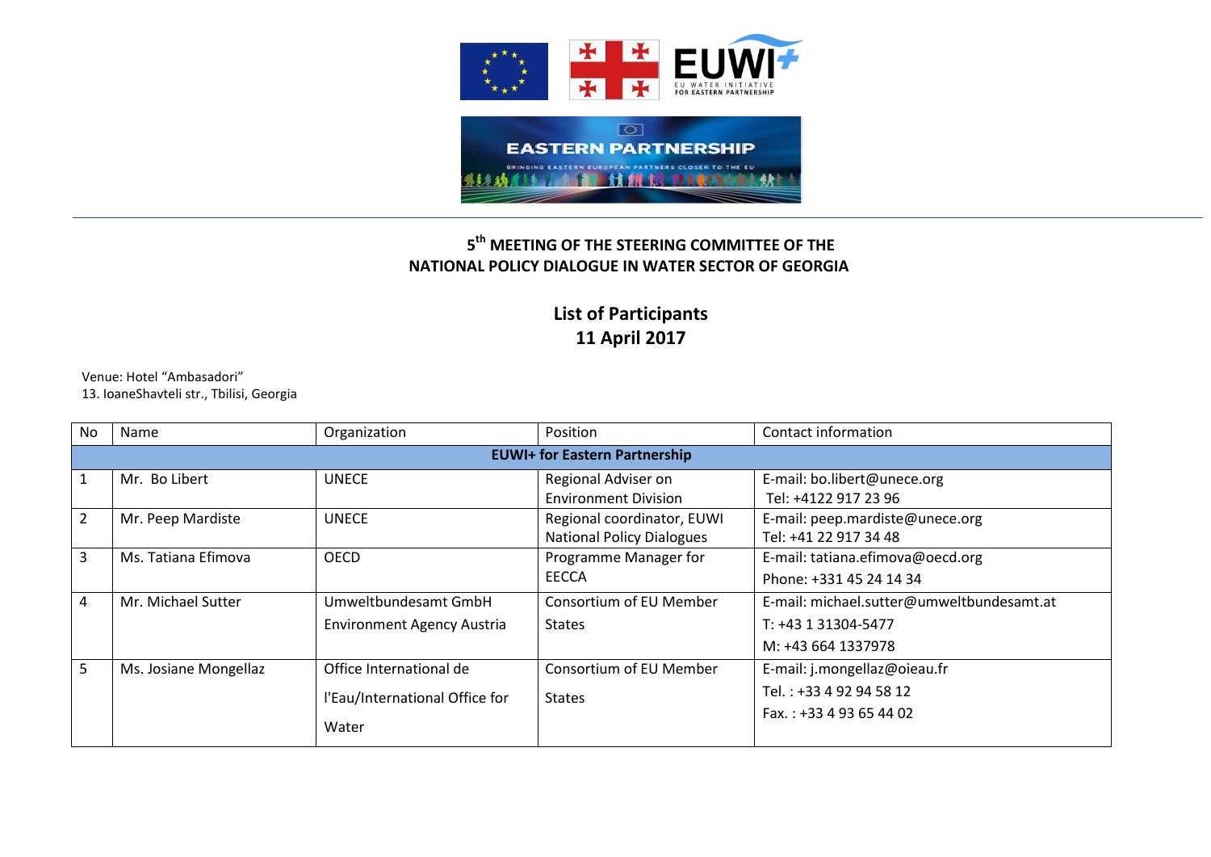# 5th MEETING OF THE STEERING COMMITTEE OF THE NATIONAL POLICY DIALOGUE IN WATER SECTOR OF GEORGIA

## List of Participants
## 11 April 2017

Venue: Hotel "Ambasadori"
13. IoaneShavteli str., Tbilisi, Georgia

| No | Name | Organization | Position | Contact information |
|---|---|---|---|---|
| **EUWI+ for Eastern Partnership** | | | | |
| 1 | Mr. Bo Libert | UNECE | Regional Adviser on Environment Division | E-mail: bo.libert@unece.org<br>Tel: +4122 917 23 96 |
| 2 | Mr. Peep Mardiste | UNECE | Regional coordinator, EUWI National Policy Dialogues | E-mail: peep.mardiste@unece.org<br>Tel: +41 22 917 34 48 |
| 3 | Ms. Tatiana Efimova | OECD | Programme Manager for EECCA | E-mail: tatiana.efimova@oecd.org<br>Phone: +331 45 24 14 34 |
| 4 | Mr. Michael Sutter | Umweltbundesamt GmbH<br>Environment Agency Austria | Consortium of EU Member States | E-mail: michael.sutter@umweltbundesamt.at<br>T: +43 1 31304-5477<br>M: +43 664 1337978 |
| 5 | Ms. Josiane Mongellaz | Office International de l'Eau/International Office for Water | Consortium of EU Member States | E-mail: j.mongellaz@oieau.fr<br>Tel. : +33 4 92 94 58 12<br>Fax. : +33 4 93 65 44 02 |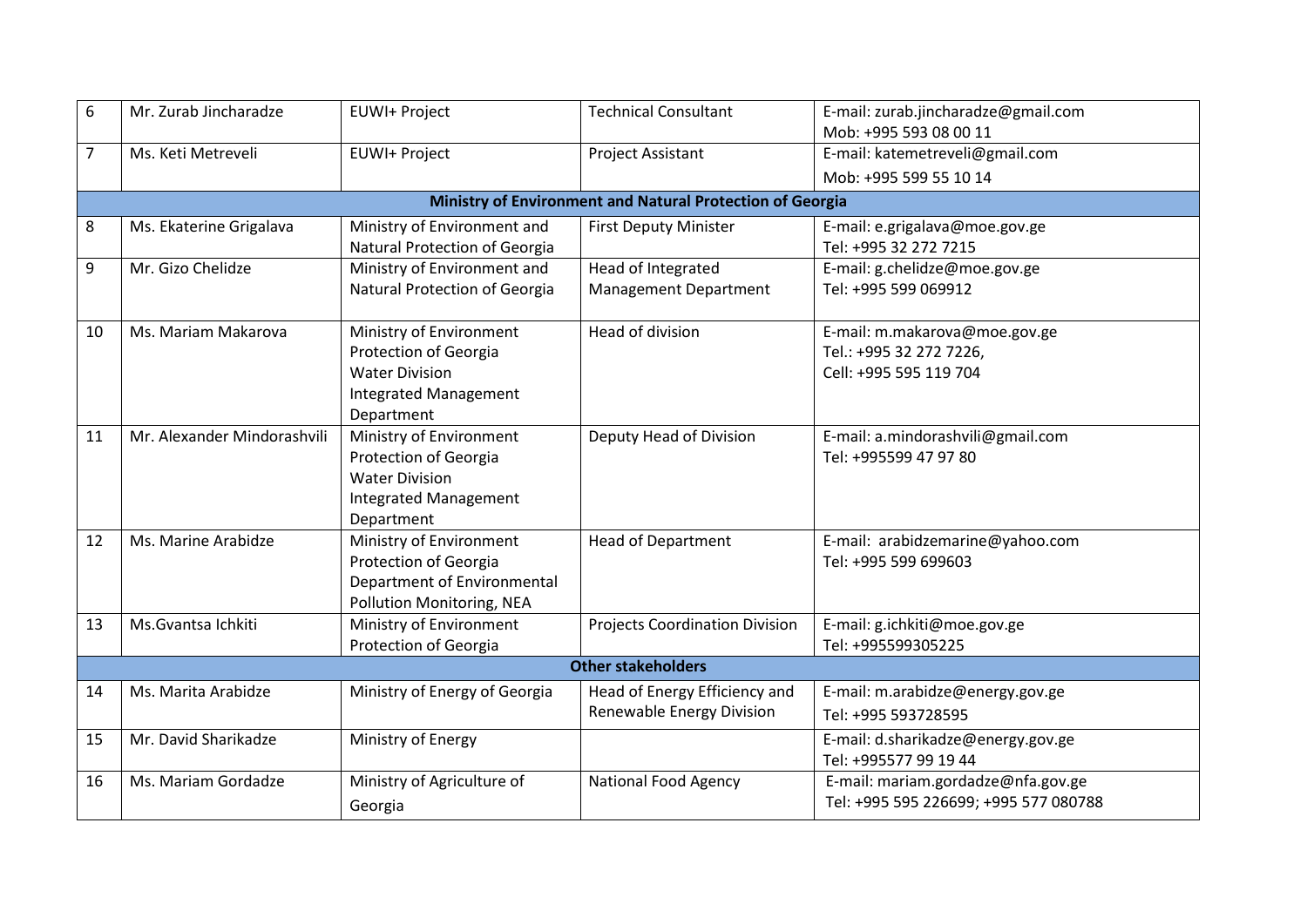| 6 | Mr. Zurab Jincharadze | EUWI+ Project | Technical Consultant | E-mail: zurab.jincharadze@gmail.com<br>Mob: +995 593 08 00 11 |
|---|---|---|---|---|
| 7 | Ms. Keti Metreveli | EUWI+ Project | Project Assistant | E-mail: katemetreveli@gmail.com<br>Mob: +995 599 55 10 14 |
| | | **Ministry of Environment and Natural Protection of Georgia** | | |
| 8 | Ms. Ekaterine Grigalava | Ministry of Environment and Natural Protection of Georgia | First Deputy Minister | E-mail: e.grigalava@moe.gov.ge<br>Tel: +995 32 272 7215 |
| 9 | Mr. Gizo Chelidze | Ministry of Environment and Natural Protection of Georgia | Head of Integrated Management Department | E-mail: g.chelidze@moe.gov.ge<br>Tel: +995 599 069912 |
| 10 | Ms. Mariam Makarova | Ministry of Environment Protection of Georgia<br>Water Division<br>Integrated Management Department | Head of division | E-mail: m.makarova@moe.gov.ge<br>Tel.: +995 32 272 7226,<br>Cell: +995 595 119 704 |
| 11 | Mr. Alexander Mindorashvili | Ministry of Environment Protection of Georgia<br>Water Division<br>Integrated Management Department | Deputy Head of Division | E-mail: a.mindorashvili@gmail.com<br>Tel: +995599 47 97 80 |
| 12 | Ms. Marine Arabidze | Ministry of Environment Protection of Georgia<br>Department of Environmental Pollution Monitoring, NEA | Head of Department | E-mail: arabidzemarine@yahoo.com<br>Tel: +995 599 699603 |
| 13 | Ms.Gvantsa Ichkiti | Ministry of Environment Protection of Georgia | Projects Coordination Division | E-mail: g.ichkiti@moe.gov.ge<br>Tel: +995599305225 |
| | | **Other stakeholders** | | |
| 14 | Ms. Marita Arabidze | Ministry of Energy of Georgia | Head of Energy Efficiency and Renewable Energy Division | E-mail: m.arabidze@energy.gov.ge<br>Tel: +995 593728595 |
| 15 | Mr. David Sharikadze | Ministry of Energy | | E-mail: d.sharikadze@energy.gov.ge<br>Tel: +995577 99 19 44 |
| 16 | Ms. Mariam Gordadze | Ministry of Agriculture of Georgia | National Food Agency | E-mail: mariam.gordadze@nfa.gov.ge<br>Tel: +995 595 226699; +995 577 080788 |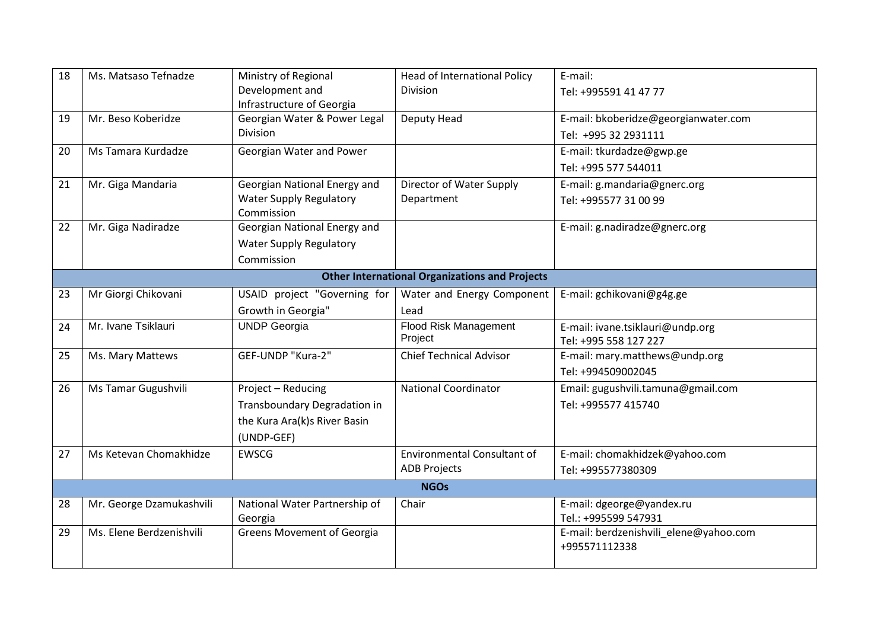| 18 | Ms. Matsaso Tefnadze | Ministry of Regional Development and Infrastructure of Georgia | Head of International Policy Division | E-mail: Tel: +995591 41 47 77 |
|---|---|---|---|---|
| 19 | Mr. Beso Koberidze | Georgian Water & Power Legal Division | Deputy Head | E-mail: bkoberidze@georgianwater.com Tel: +995 32 2931111 |
| 20 | Ms Tamara Kurdadze | Georgian Water and Power | | E-mail: tkurdadze@gwp.ge Tel: +995 577 544011 |
| 21 | Mr. Giga Mandaria | Georgian National Energy and Water Supply Regulatory Commission | Director of Water Supply Department | E-mail: g.mandaria@gnerc.org Tel: +995577 31 00 99 |
| 22 | Mr. Giga Nadiradze | Georgian National Energy and Water Supply Regulatory Commission | | E-mail: g.nadiradze@gnerc.org |
| | | **Other International Organizations and Projects** | | |
| 23 | Mr Giorgi Chikovani | USAID project "Governing for Growth in Georgia" | Water and Energy Component Lead | E-mail: gchikovani@g4g.ge |
| 24 | Mr. Ivane Tsiklauri | UNDP Georgia | Flood Risk Management Project | E-mail: ivane.tsiklauri@undp.org Tel: +995 558 127 227 |
| 25 | Ms. Mary Mattews | GEF-UNDP "Kura-2" | Chief Technical Advisor | E-mail: mary.matthews@undp.org Tel: +994509002045 |
| 26 | Ms Tamar Gugushvili | Project – Reducing Transboundary Degradation in the Kura Ara(k)s River Basin (UNDP-GEF) | National Coordinator | Email: gugushvili.tamuna@gmail.com Tel: +995577 415740 |
| 27 | Ms Ketevan Chomakhidze | EWSCG | Environmental Consultant of ADB Projects | E-mail: chomakhidzek@yahoo.com Tel: +995577380309 |
| | | **NGOs** | | |
| 28 | Mr. George Dzamukashvili | National Water Partnership of Georgia | Chair | E-mail: dgeorge@yandex.ru Tel.: +995599 547931 |
| 29 | Ms. Elene Berdzenishvili | Greens Movement of Georgia | | E-mail: berdzenishvili_elene@yahoo.com +995571112338 |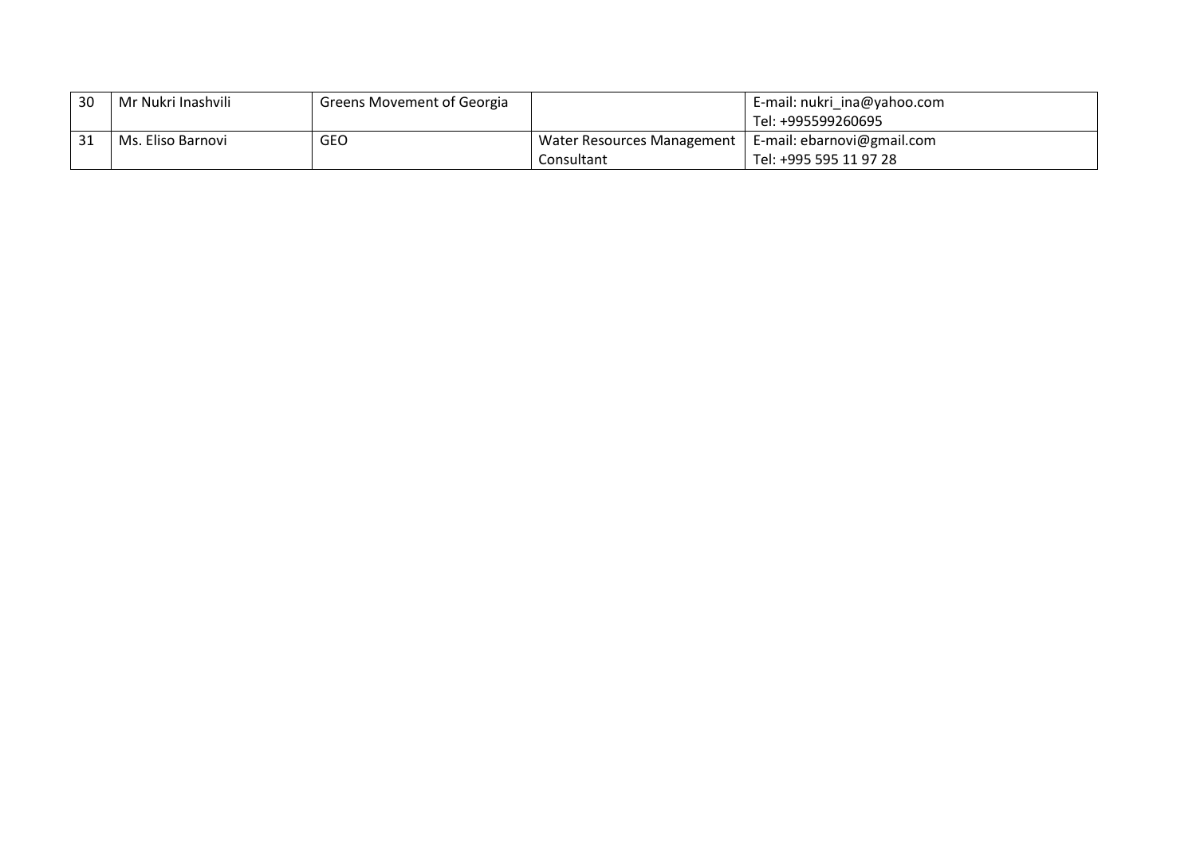| | | | | |
|---|---|---|---|---|
| 30 | Mr Nukri Inashvili | Greens Movement of Georgia | | E-mail: nukri_ina@yahoo.com<br>Tel: +995599260695 |
| 31 | Ms. Eliso Barnovi | GEO | Water Resources Management Consultant | E-mail: ebarnovi@gmail.com<br>Tel: +995 595 11 97 28 |